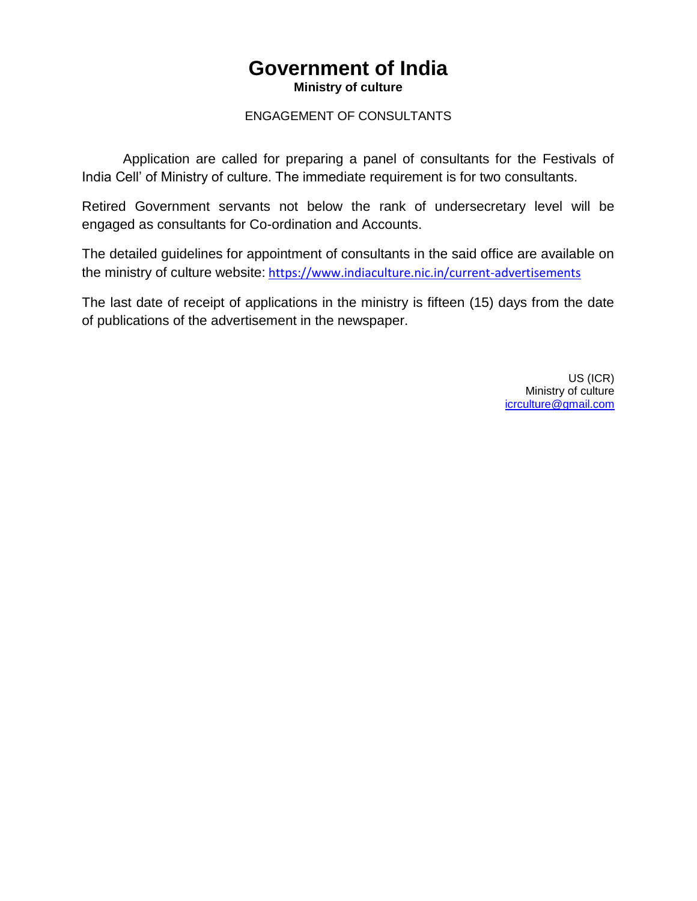# Government of India

**Ministry of culture**

ENGAGEMENT OF CONSULTANTS

Application are called for preparing a panel of consultants for the Festivals of India Cell' of Ministry of culture. The immediate requirement is for two consultants.

Retired Government servants not below the rank of undersecretary level will be engaged as consultants for Co-ordination and Accounts.

The detailed guidelines for appointment of consultants in the said office are available on the ministry of culture website: https://www.indiaculture.nic.in/current-advertisements

The last date of receipt of applications in the ministry is fifteen (15) days from the date of publications of the advertisement in the newspaper.

US (ICR)
Ministry of culture
icrculture@gmail.com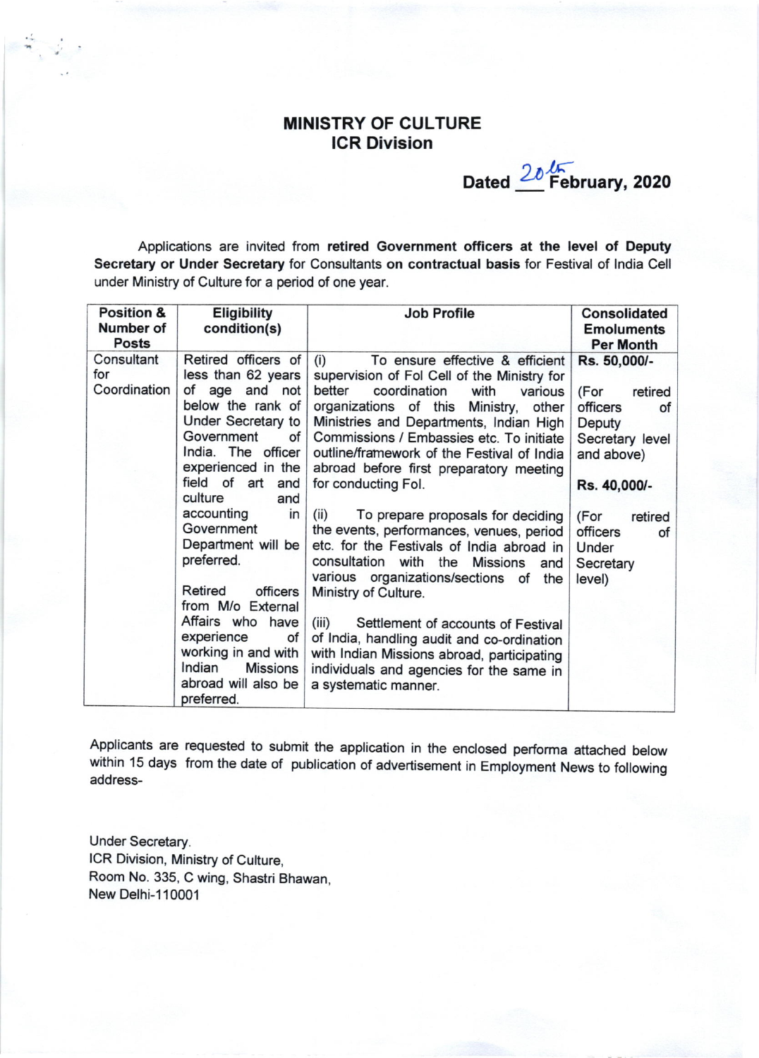# MINISTRY OF CULTURE

## ICR Division

**Dated 20 February, 2020**

Applications are invited from **retired Government officers at the level of Deputy Secretary or Under Secretary** for Consultants **on contractual basis** for Festival of India Cell under Ministry of Culture for a period of one year.

| Position & Number of Posts | Eligibility condition(s) | Job Profile | Consolidated Emoluments Per Month |
|---|---|---|---|
| Consultant for Coordination | Retired officers of less than 62 years of age and not below the rank of Under Secretary to Government of India. The officer experienced in the field of art and culture and accounting in Government Department will be preferred.<br><br>Retired officers from M/o External Affairs who have experience of working in and with Indian Missions abroad will also be preferred. | (i) To ensure effective & efficient supervision of FoI Cell of the Ministry for better coordination with various organizations of this Ministry, other Ministries and Departments, Indian High Commissions / Embassies etc. To initiate outline/framework of the Festival of India abroad before first preparatory meeting for conducting FoI.<br><br>(ii) To prepare proposals for deciding the events, performances, venues, period etc. for the Festivals of India abroad in consultation with the Missions and various organizations/sections of the Ministry of Culture.<br><br>(iii) Settlement of accounts of Festival of India, handling audit and co-ordination with Indian Missions abroad, participating individuals and agencies for the same in a systematic manner. | **Rs. 50,000/-**<br><br>(For retired officers of Deputy Secretary level and above)<br><br>**Rs. 40,000/-**<br><br>(For retired officers of Under Secretary level) |

Applicants are requested to submit the application in the enclosed performa attached below within 15 days from the date of publication of advertisement in Employment News to following address-

Under Secretary,
ICR Division, Ministry of Culture,
Room No. 335, C wing, Shastri Bhawan,
New Delhi-110001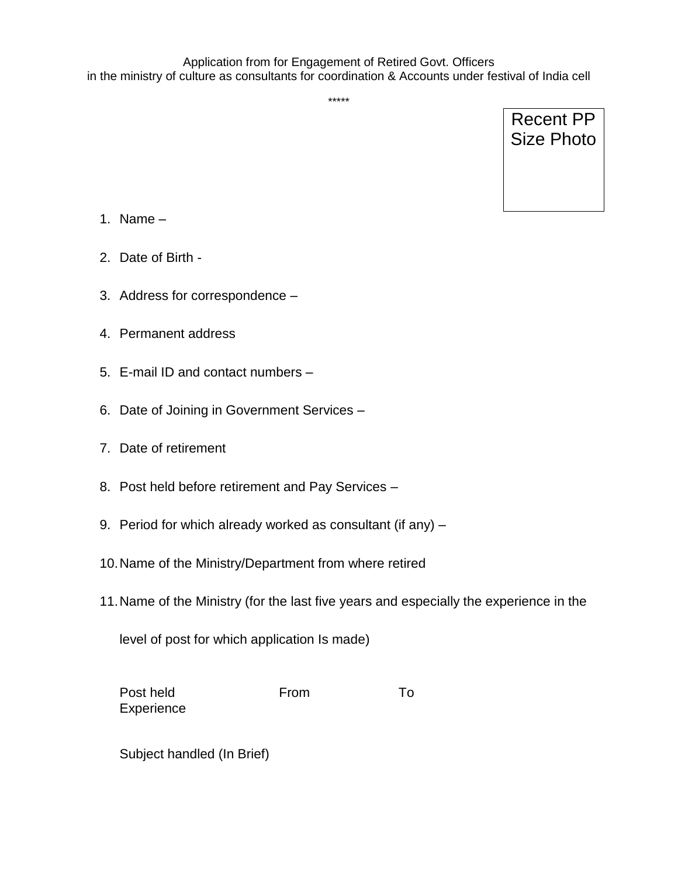Application from for Engagement of Retired Govt. Officers
in the ministry of culture as consultants for coordination & Accounts under festival of India cell

*****

Recent PP Size Photo

1. Name –
2. Date of Birth -
3. Address for correspondence –
4. Permanent address
5. E-mail ID and contact numbers –
6. Date of Joining in Government Services –
7. Date of retirement
8. Post held before retirement and Pay Services –
9. Period for which already worked as consultant (if any) –
10. Name of the Ministry/Department from where retired
11. Name of the Ministry (for the last five years and especially the experience in the level of post for which application Is made)

| Post held | From | To | Experience |
|---|---|---|---|

Subject handled (In Brief)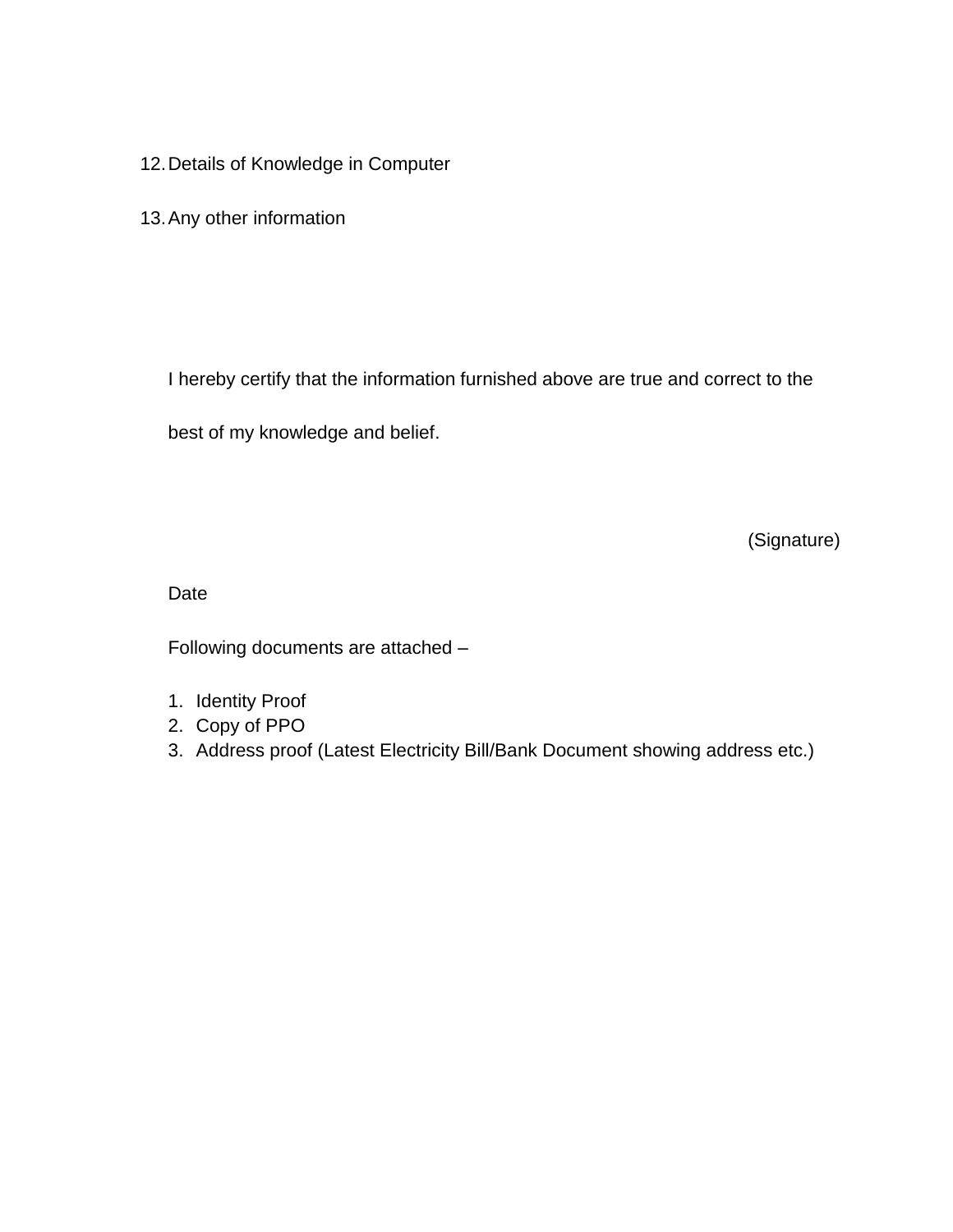12. Details of Knowledge in Computer

13. Any other information

I hereby certify that the information furnished above are true and correct to the best of my knowledge and belief.

(Signature)

Date

Following documents are attached –

1. Identity Proof
2. Copy of PPO
3. Address proof (Latest Electricity Bill/Bank Document showing address etc.)